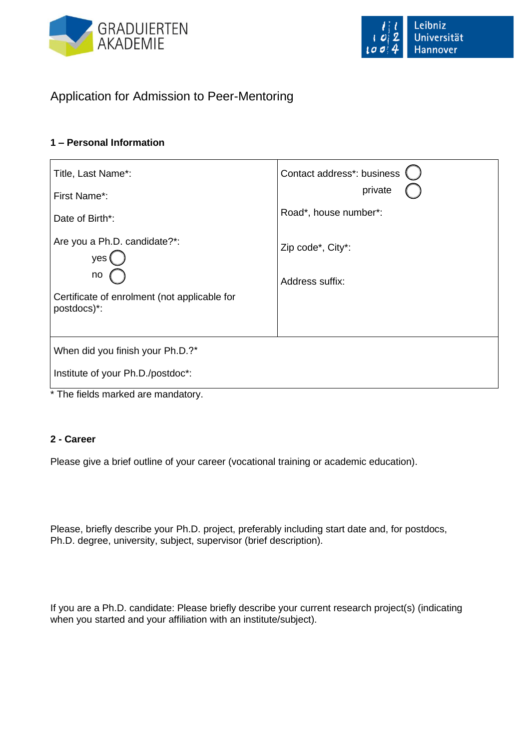GRADUIERTEN AKADEMIE

Leibniz Universität Hannover

# Application for Admission to Peer-Mentoring

## 1 – Personal Information

| | |
|---|---|
| Title, Last Name*:<br><br>First Name*:<br><br>Date of Birth*:<br><br>Are you a Ph.D. candidate?*:<br>yes ◯<br>no ◯<br><br>Certificate of enrolment (not applicable for postdocs)*: | Contact address*: business ◯<br>private ◯<br><br>Road*, house number*:<br><br>Zip code*, City*:<br><br>Address suffix: |
| When did you finish your Ph.D.?*<br><br>Institute of your Ph.D./postdoc*: | |

* The fields marked are mandatory.

## 2 - Career

Please give a brief outline of your career (vocational training or academic education).

Please, briefly describe your Ph.D. project, preferably including start date and, for postdocs, Ph.D. degree, university, subject, supervisor (brief description).

If you are a Ph.D. candidate: Please briefly describe your current research project(s) (indicating when you started and your affiliation with an institute/subject).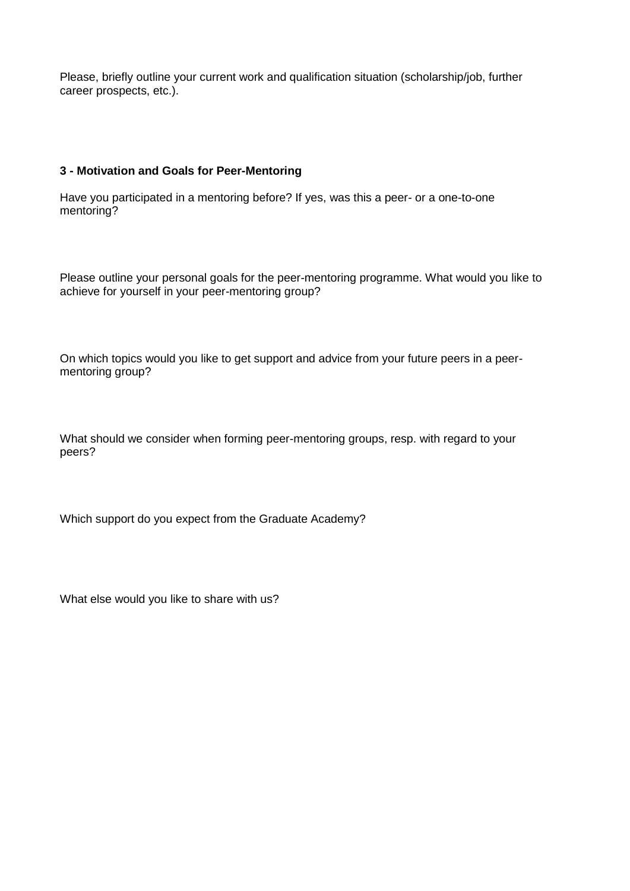Please, briefly outline your current work and qualification situation (scholarship/job, further career prospects, etc.).

### 3 - Motivation and Goals for Peer-Mentoring

Have you participated in a mentoring before? If yes, was this a peer- or a one-to-one mentoring?

Please outline your personal goals for the peer-mentoring programme. What would you like to achieve for yourself in your peer-mentoring group?

On which topics would you like to get support and advice from your future peers in a peer-mentoring group?

What should we consider when forming peer-mentoring groups, resp. with regard to your peers?

Which support do you expect from the Graduate Academy?

What else would you like to share with us?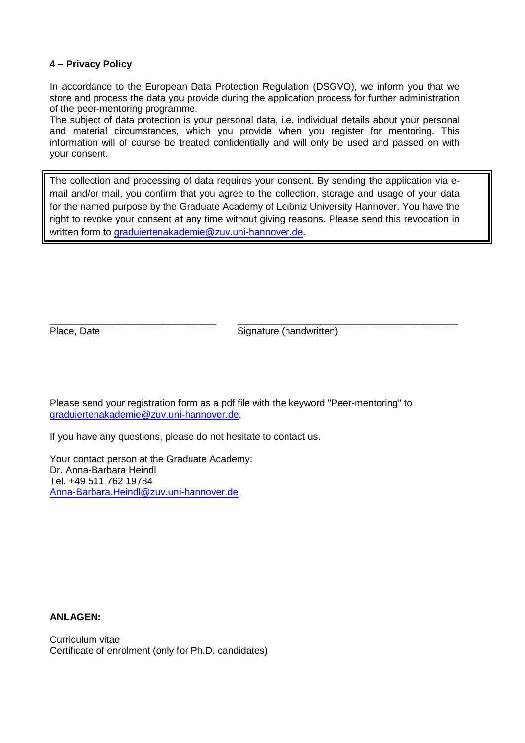**4 – Privacy Policy**

In accordance to the European Data Protection Regulation (DSGVO), we inform you that we store and process the data you provide during the application process for further administration of the peer-mentoring programme.
The subject of data protection is your personal data, i.e. individual details about your personal and material circumstances, which you provide when you register for mentoring. This information will of course be treated confidentially and will only be used and passed on with your consent.

The collection and processing of data requires your consent. By sending the application via e-mail and/or mail, you confirm that you agree to the collection, storage and usage of your data for the named purpose by the Graduate Academy of Leibniz University Hannover. You have the right to revoke your consent at any time without giving reasons. Please send this revocation in written form to graduiertenakademie@zuv.uni-hannover.de.

_______________________________ ________________________________________

Place, Date Signature (handwritten)

Please send your registration form as a pdf file with the keyword "Peer-mentoring" to graduiertenakademie@zuv.uni-hannover.de.

If you have any questions, please do not hesitate to contact us.

Your contact person at the Graduate Academy:
Dr. Anna-Barbara Heindl
Tel. +49 511 762 19784
Anna-Barbara.Heindl@zuv.uni-hannover.de

**ANLAGEN:**

Curriculum vitae
Certificate of enrolment (only for Ph.D. candidates)